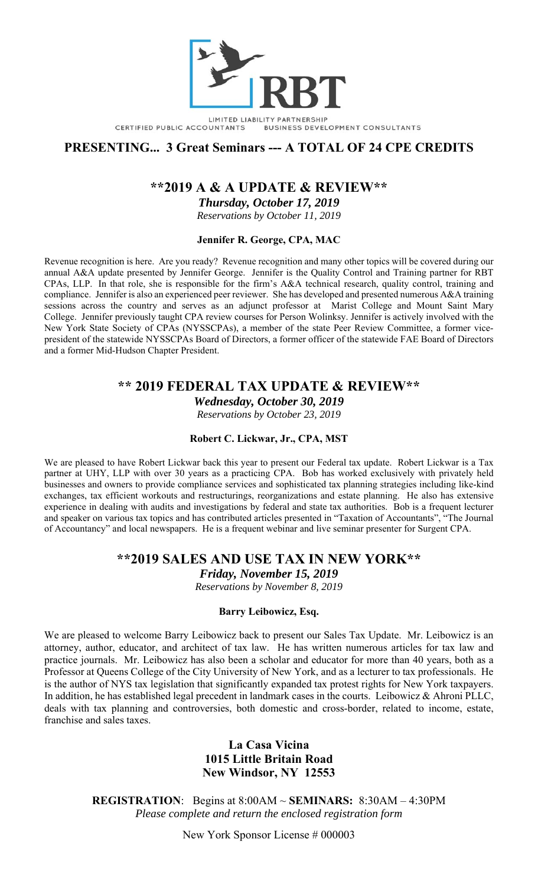RBT

LIMITED LIABILITY PARTNERSHIP
CERTIFIED PUBLIC ACCOUNTANTS BUSINESS DEVELOPMENT CONSULTANTS

## PRESENTING... 3 Great Seminars --- A TOTAL OF 24 CPE CREDITS

## **2019 A & A UPDATE & REVIEW**

***Thursday, October 17, 2019***

*Reservations by October 11, 2019*

**Jennifer R. George, CPA, MAC**

Revenue recognition is here. Are you ready? Revenue recognition and many other topics will be covered during our annual A&A update presented by Jennifer George. Jennifer is the Quality Control and Training partner for RBT CPAs, LLP. In that role, she is responsible for the firm's A&A technical research, quality control, training and compliance. Jennifer is also an experienced peer reviewer. She has developed and presented numerous A&A training sessions across the country and serves as an adjunct professor at Marist College and Mount Saint Mary College. Jennifer previously taught CPA review courses for Person Wolinksy. Jennifer is actively involved with the New York State Society of CPAs (NYSSCPAs), a member of the state Peer Review Committee, a former vice-president of the statewide NYSSCPAs Board of Directors, a former officer of the statewide FAE Board of Directors and a former Mid-Hudson Chapter President.

## ** 2019 FEDERAL TAX UPDATE & REVIEW**

***Wednesday, October 30, 2019***

*Reservations by October 23, 2019*

**Robert C. Lickwar, Jr., CPA, MST**

We are pleased to have Robert Lickwar back this year to present our Federal tax update. Robert Lickwar is a Tax partner at UHY, LLP with over 30 years as a practicing CPA. Bob has worked exclusively with privately held businesses and owners to provide compliance services and sophisticated tax planning strategies including like-kind exchanges, tax efficient workouts and restructurings, reorganizations and estate planning. He also has extensive experience in dealing with audits and investigations by federal and state tax authorities. Bob is a frequent lecturer and speaker on various tax topics and has contributed articles presented in "Taxation of Accountants", "The Journal of Accountancy" and local newspapers. He is a frequent webinar and live seminar presenter for Surgent CPA.

## **2019 SALES AND USE TAX IN NEW YORK**

***Friday, November 15, 2019***

*Reservations by November 8, 2019*

**Barry Leibowicz, Esq.**

We are pleased to welcome Barry Leibowicz back to present our Sales Tax Update. Mr. Leibowicz is an attorney, author, educator, and architect of tax law. He has written numerous articles for tax law and practice journals. Mr. Leibowicz has also been a scholar and educator for more than 40 years, both as a Professor at Queens College of the City University of New York, and as a lecturer to tax professionals. He is the author of NYS tax legislation that significantly expanded tax protest rights for New York taxpayers. In addition, he has established legal precedent in landmark cases in the courts. Leibowicz & Ahroni PLLC, deals with tax planning and controversies, both domestic and cross-border, related to income, estate, franchise and sales taxes.

**La Casa Vicina**
**1015 Little Britain Road**
**New Windsor, NY 12553**

**REGISTRATION**: Begins at 8:00AM ~ **SEMINARS:** 8:30AM – 4:30PM

*Please complete and return the enclosed registration form*

New York Sponsor License # 000003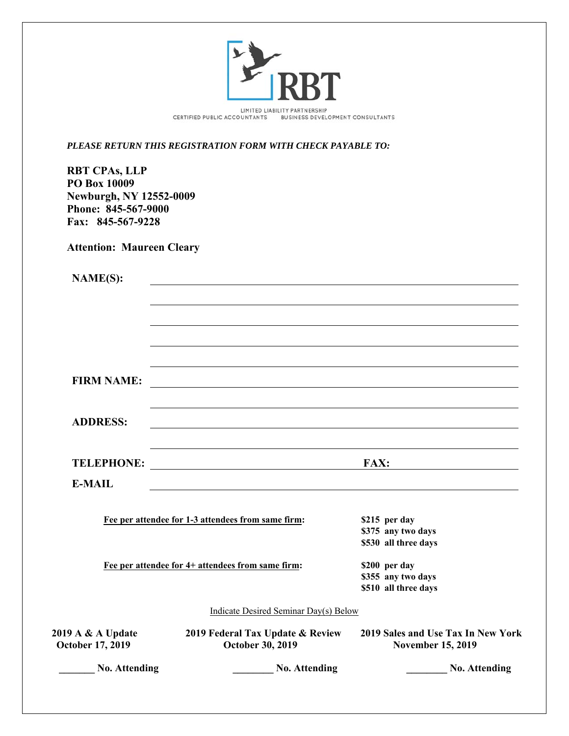RBT

LIMITED LIABILITY PARTNERSHIP
CERTIFIED PUBLIC ACCOUNTANTS BUSINESS DEVELOPMENT CONSULTANTS

***PLEASE RETURN THIS REGISTRATION FORM WITH CHECK PAYABLE TO:***

**RBT CPAs, LLP**
**PO Box 10009**
**Newburgh, NY 12552-0009**
**Phone: 845-567-9000**
**Fax: 845-567-9228**

**Attention: Maureen Cleary**

**NAME(S):** ______________________________________________

______________________________________________

______________________________________________

______________________________________________

______________________________________________

**FIRM NAME:** ______________________________________________

______________________________________________

**ADDRESS:** ______________________________________________

______________________________________________

**TELEPHONE:** ________________________ **FAX:** ________________

**E-MAIL** ______________________________________________

| | |
|---|---|
| **Fee per attendee for 1-3 attendees from same firm:** | **$215 per day**<br>**$375 any two days**<br>**$530 all three days** |
| **Fee per attendee for 4+ attendees from same firm:** | **$200 per day**<br>**$355 any two days**<br>**$510 all three days** |

Indicate Desired Seminar Day(s) Below

| **2019 A & A Update**<br>**October 17, 2019** | **2019 Federal Tax Update & Review**<br>**October 30, 2019** | **2019 Sales and Use Tax In New York**<br>**November 15, 2019** |
|---|---|---|
| **_______ No. Attending** | **________ No. Attending** | **________ No. Attending** |